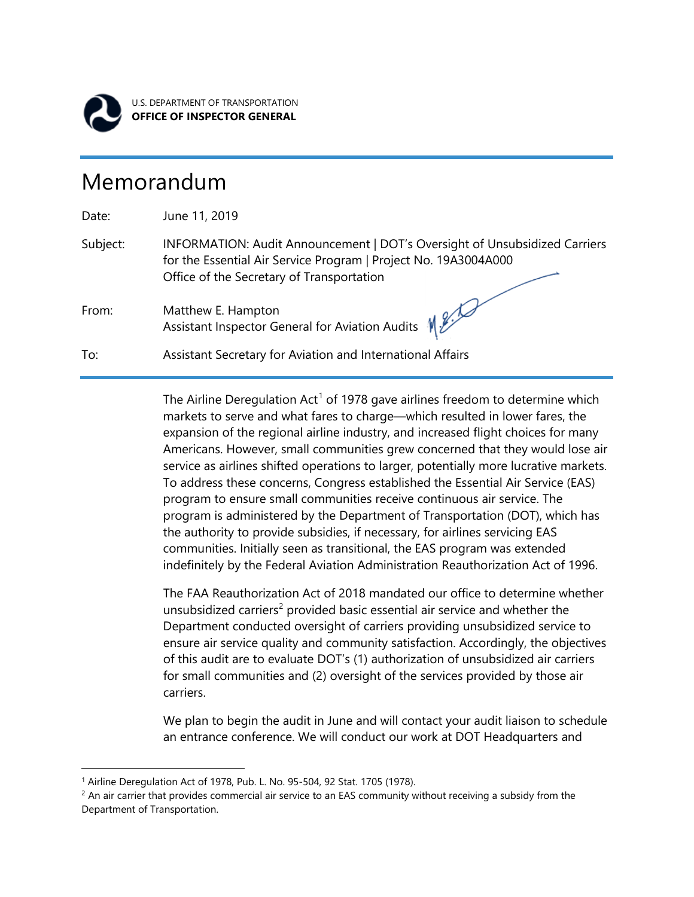U.S. DEPARTMENT OF TRANSPORTATION
**OFFICE OF INSPECTOR GENERAL**

# Memorandum

| | |
|---|---|
| Date: | June 11, 2019 |
| Subject: | INFORMATION: Audit Announcement \| DOT's Oversight of Unsubsidized Carriers for the Essential Air Service Program \| Project No. 19A3004A000<br>Office of the Secretary of Transportation |
| From: | Matthew E. Hampton<br>Assistant Inspector General for Aviation Audits |
| To: | Assistant Secretary for Aviation and International Affairs |

The Airline Deregulation Act[1] of 1978 gave airlines freedom to determine which markets to serve and what fares to charge—which resulted in lower fares, the expansion of the regional airline industry, and increased flight choices for many Americans. However, small communities grew concerned that they would lose air service as airlines shifted operations to larger, potentially more lucrative markets. To address these concerns, Congress established the Essential Air Service (EAS) program to ensure small communities receive continuous air service. The program is administered by the Department of Transportation (DOT), which has the authority to provide subsidies, if necessary, for airlines servicing EAS communities. Initially seen as transitional, the EAS program was extended indefinitely by the Federal Aviation Administration Reauthorization Act of 1996.

The FAA Reauthorization Act of 2018 mandated our office to determine whether unsubsidized carriers[2] provided basic essential air service and whether the Department conducted oversight of carriers providing unsubsidized service to ensure air service quality and community satisfaction. Accordingly, the objectives of this audit are to evaluate DOT's (1) authorization of unsubsidized air carriers for small communities and (2) oversight of the services provided by those air carriers.

We plan to begin the audit in June and will contact your audit liaison to schedule an entrance conference. We will conduct our work at DOT Headquarters and

---

[1] Airline Deregulation Act of 1978, Pub. L. No. 95-504, 92 Stat. 1705 (1978).

[2] An air carrier that provides commercial air service to an EAS community without receiving a subsidy from the Department of Transportation.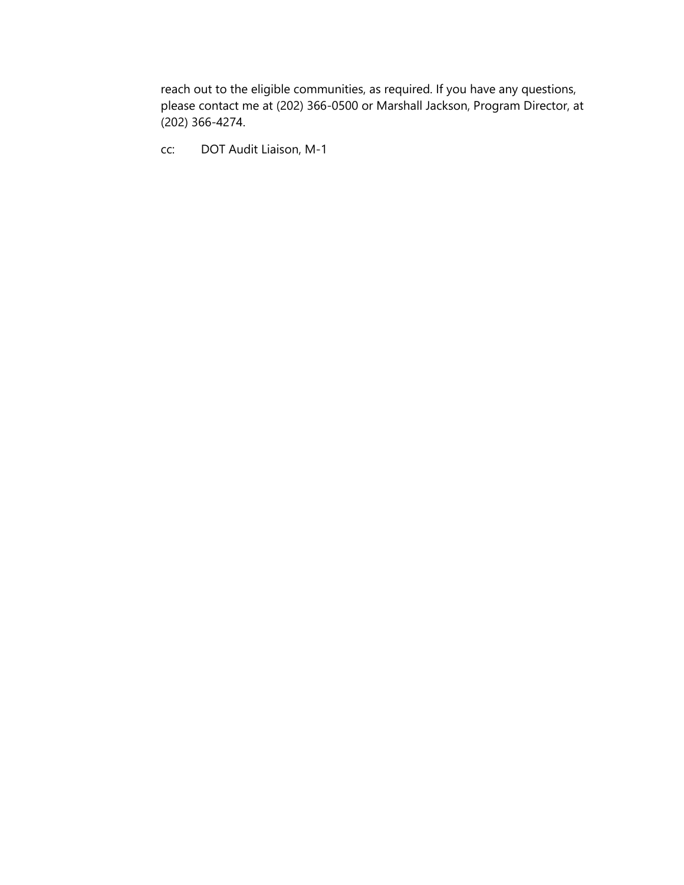reach out to the eligible communities, as required. If you have any questions, please contact me at (202) 366-0500 or Marshall Jackson, Program Director, at (202) 366-4274.

cc: DOT Audit Liaison, M-1